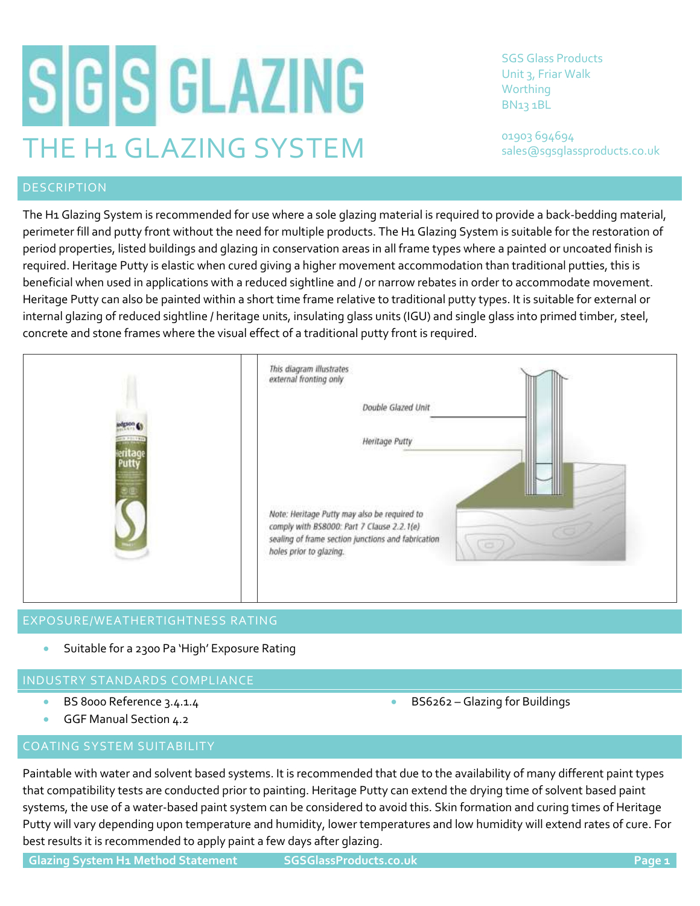# SGS GLAZING

## THE H1 GLAZING SYSTEM

SGS Glass Products
Unit 3, Friar Walk
Worthing
BN13 1BL

01903 694694
sales@sgsglassproducts.co.uk

## DESCRIPTION

The H1 Glazing System is recommended for use where a sole glazing material is required to provide a back-bedding material, perimeter fill and putty front without the need for multiple products. The H1 Glazing System is suitable for the restoration of period properties, listed buildings and glazing in conservation areas in all frame types where a painted or uncoated finish is required. Heritage Putty is elastic when cured giving a higher movement accommodation than traditional putties, this is beneficial when used in applications with a reduced sightline and / or narrow rebates in order to accommodate movement. Heritage Putty can also be painted within a short time frame relative to traditional putty types. It is suitable for external or internal glazing of reduced sightline / heritage units, insulating glass units (IGU) and single glass into primed timber, steel, concrete and stone frames where the visual effect of a traditional putty front is required.

*This diagram illustrates external fronting only*

Double Glazed Unit

Heritage Putty

*Note: Heritage Putty may also be required to comply with BS8000: Part 7 Clause 2.2.1(e) sealing of frame section junctions and fabrication holes prior to glazing.*

## EXPOSURE/WEATHERTIGHTNESS RATING

- Suitable for a 2300 Pa 'High' Exposure Rating

## INDUSTRY STANDARDS COMPLIANCE

- BS 8000 Reference 3.4.1.4
- GGF Manual Section 4.2
- BS6262 – Glazing for Buildings

## COATING SYSTEM SUITABILITY

Paintable with water and solvent based systems. It is recommended that due to the availability of many different paint types that compatibility tests are conducted prior to painting. Heritage Putty can extend the drying time of solvent based paint systems, the use of a water-based paint system can be considered to avoid this. Skin formation and curing times of Heritage Putty will vary depending upon temperature and humidity, lower temperatures and low humidity will extend rates of cure. For best results it is recommended to apply paint a few days after glazing.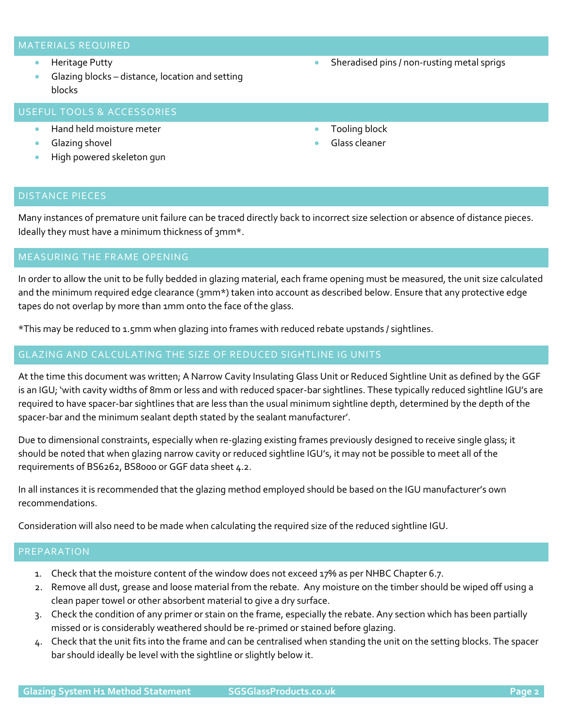## MATERIALS REQUIRED

- Heritage Putty
- Glazing blocks – distance, location and setting blocks
- Sheradised pins / non-rusting metal sprigs

## USEFUL TOOLS & ACCESSORIES

- Hand held moisture meter
- Glazing shovel
- High powered skeleton gun
- Tooling block
- Glass cleaner

## DISTANCE PIECES

Many instances of premature unit failure can be traced directly back to incorrect size selection or absence of distance pieces. Ideally they must have a minimum thickness of 3mm*.

## MEASURING THE FRAME OPENING

In order to allow the unit to be fully bedded in glazing material, each frame opening must be measured, the unit size calculated and the minimum required edge clearance (3mm*) taken into account as described below. Ensure that any protective edge tapes do not overlap by more than 1mm onto the face of the glass.

*This may be reduced to 1.5mm when glazing into frames with reduced rebate upstands / sightlines.

## GLAZING AND CALCULATING THE SIZE OF REDUCED SIGHTLINE IG UNITS

At the time this document was written; A Narrow Cavity Insulating Glass Unit or Reduced Sightline Unit as defined by the GGF is an IGU; 'with cavity widths of 8mm or less and with reduced spacer-bar sightlines. These typically reduced sightline IGU's are required to have spacer-bar sightlines that are less than the usual minimum sightline depth, determined by the depth of the spacer-bar and the minimum sealant depth stated by the sealant manufacturer'.

Due to dimensional constraints, especially when re-glazing existing frames previously designed to receive single glass; it should be noted that when glazing narrow cavity or reduced sightline IGU's, it may not be possible to meet all of the requirements of BS6262, BS8000 or GGF data sheet 4.2.

In all instances it is recommended that the glazing method employed should be based on the IGU manufacturer's own recommendations.

Consideration will also need to be made when calculating the required size of the reduced sightline IGU.

## PREPARATION

1. Check that the moisture content of the window does not exceed 17% as per NHBC Chapter 6.7.
2. Remove all dust, grease and loose material from the rebate. Any moisture on the timber should be wiped off using a clean paper towel or other absorbent material to give a dry surface.
3. Check the condition of any primer or stain on the frame, especially the rebate. Any section which has been partially missed or is considerably weathered should be re-primed or stained before glazing.
4. Check that the unit fits into the frame and can be centralised when standing the unit on the setting blocks. The spacer bar should ideally be level with the sightline or slightly below it.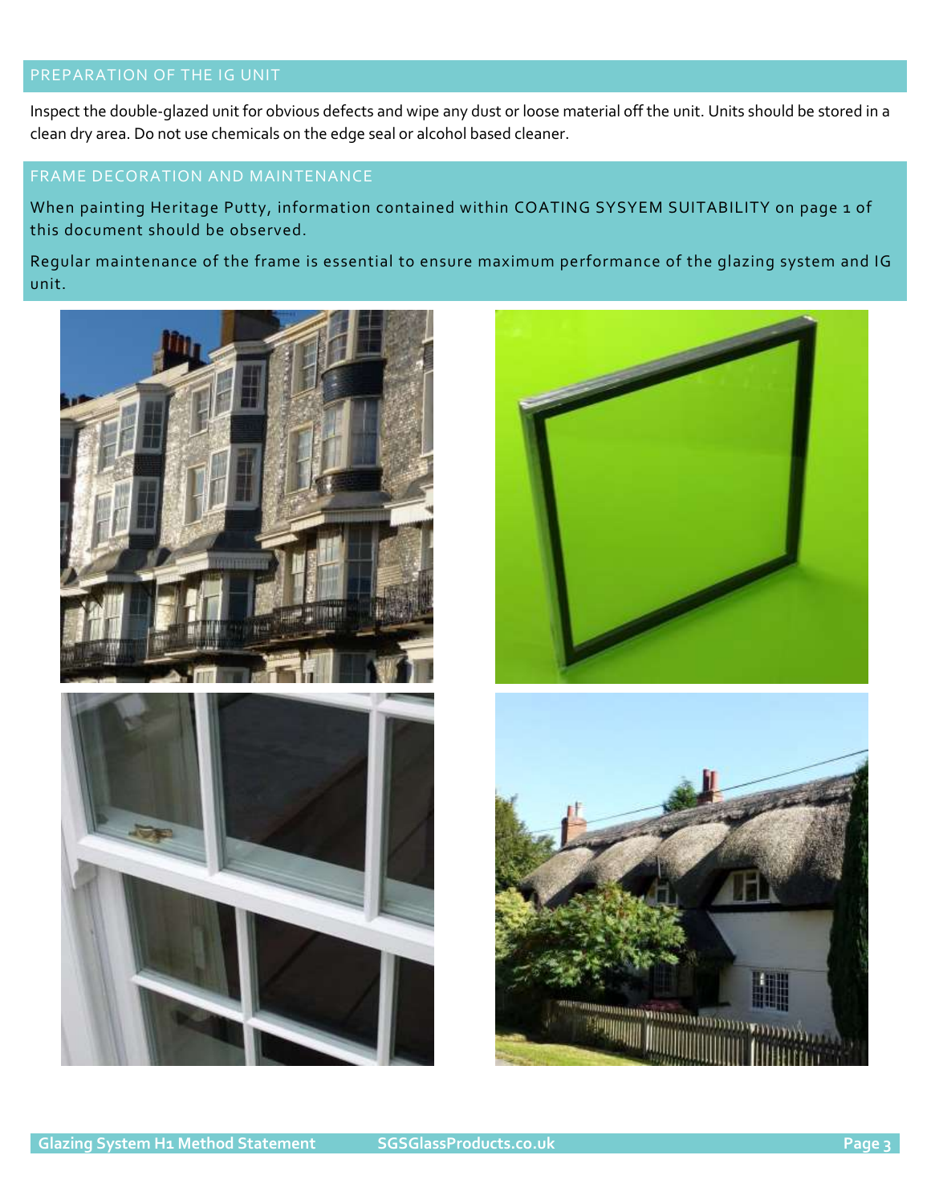## PREPARATION OF THE IG UNIT

Inspect the double-glazed unit for obvious defects and wipe any dust or loose material off the unit. Units should be stored in a clean dry area. Do not use chemicals on the edge seal or alcohol based cleaner.

## FRAME DECORATION AND MAINTENANCE

When painting Heritage Putty, information contained within COATING SYSYEM SUITABILITY on page 1 of this document should be observed.

Regular maintenance of the frame is essential to ensure maximum performance of the glazing system and IG unit.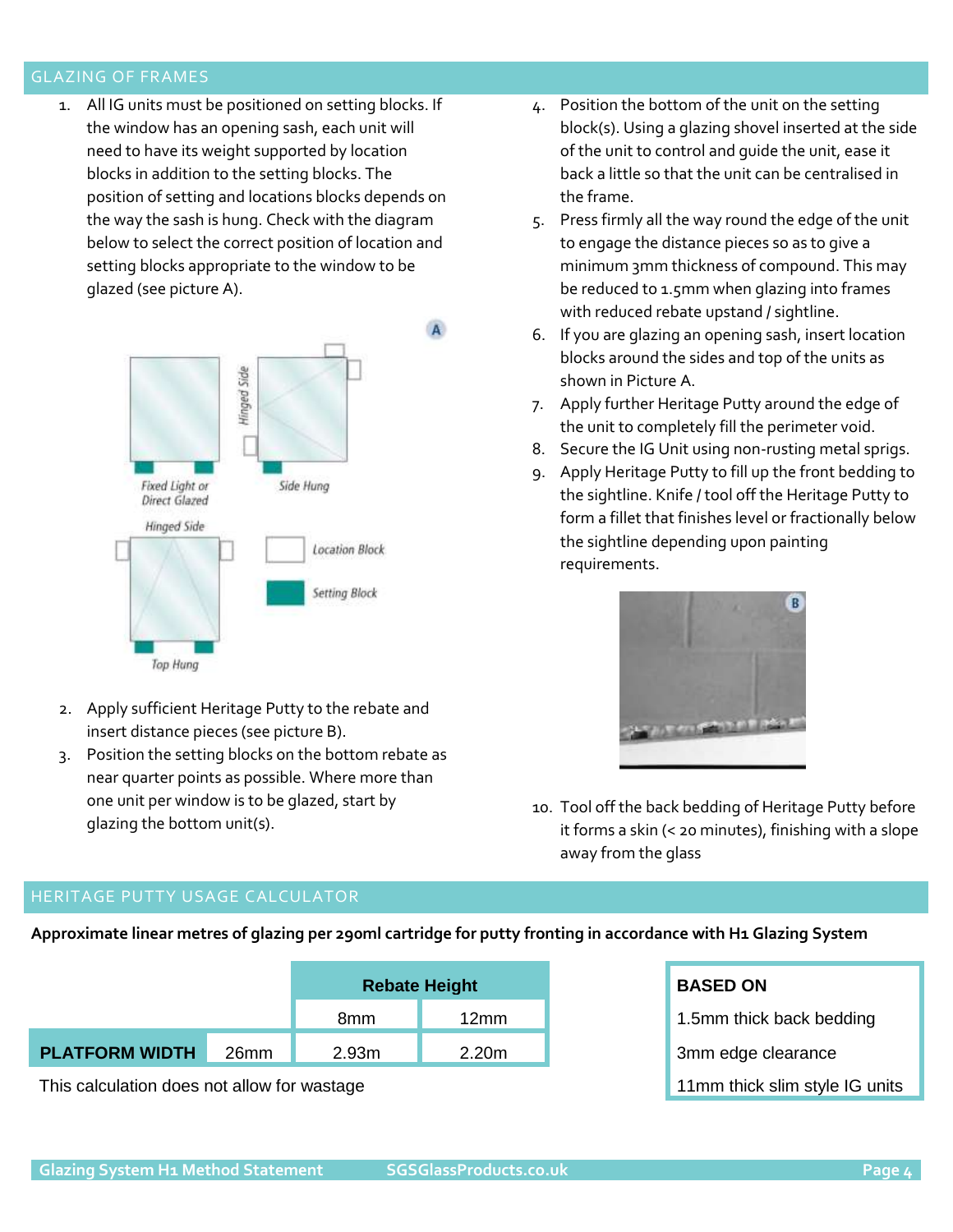## GLAZING OF FRAMES

1. All IG units must be positioned on setting blocks. If the window has an opening sash, each unit will need to have its weight supported by location blocks in addition to the setting blocks. The position of setting and locations blocks depends on the way the sash is hung. Check with the diagram below to select the correct position of location and setting blocks appropriate to the window to be glazed (see picture A).

A

Fixed Light or Direct Glazed

Hinged Side

Side Hung

Hinged Side

Top Hung

Location Block

Setting Block

2. Apply sufficient Heritage Putty to the rebate and insert distance pieces (see picture B).
3. Position the setting blocks on the bottom rebate as near quarter points as possible. Where more than one unit per window is to be glazed, start by glazing the bottom unit(s).
4. Position the bottom of the unit on the setting block(s). Using a glazing shovel inserted at the side of the unit to control and guide the unit, ease it back a little so that the unit can be centralised in the frame.
5. Press firmly all the way round the edge of the unit to engage the distance pieces so as to give a minimum 3mm thickness of compound. This may be reduced to 1.5mm when glazing into frames with reduced rebate upstand / sightline.
6. If you are glazing an opening sash, insert location blocks around the sides and top of the units as shown in Picture A.
7. Apply further Heritage Putty around the edge of the unit to completely fill the perimeter void.
8. Secure the IG Unit using non-rusting metal sprigs.
9. Apply Heritage Putty to fill up the front bedding to the sightline. Knife / tool off the Heritage Putty to form a fillet that finishes level or fractionally below the sightline depending upon painting requirements.

B

10. Tool off the back bedding of Heritage Putty before it forms a skin (< 20 minutes), finishing with a slope away from the glass

## HERITAGE PUTTY USAGE CALCULATOR

**Approximate linear metres of glazing per 290ml cartridge for putty fronting in accordance with H1 Glazing System**

| | | Rebate Height | |
|---|---|---|---|
| | | 8mm | 12mm |
| **PLATFORM WIDTH** | 26mm | 2.93m | 2.20m |

This calculation does not allow for wastage

| **BASED ON** |
|---|
| 1.5mm thick back bedding |
| 3mm edge clearance |
| 11mm thick slim style IG units |